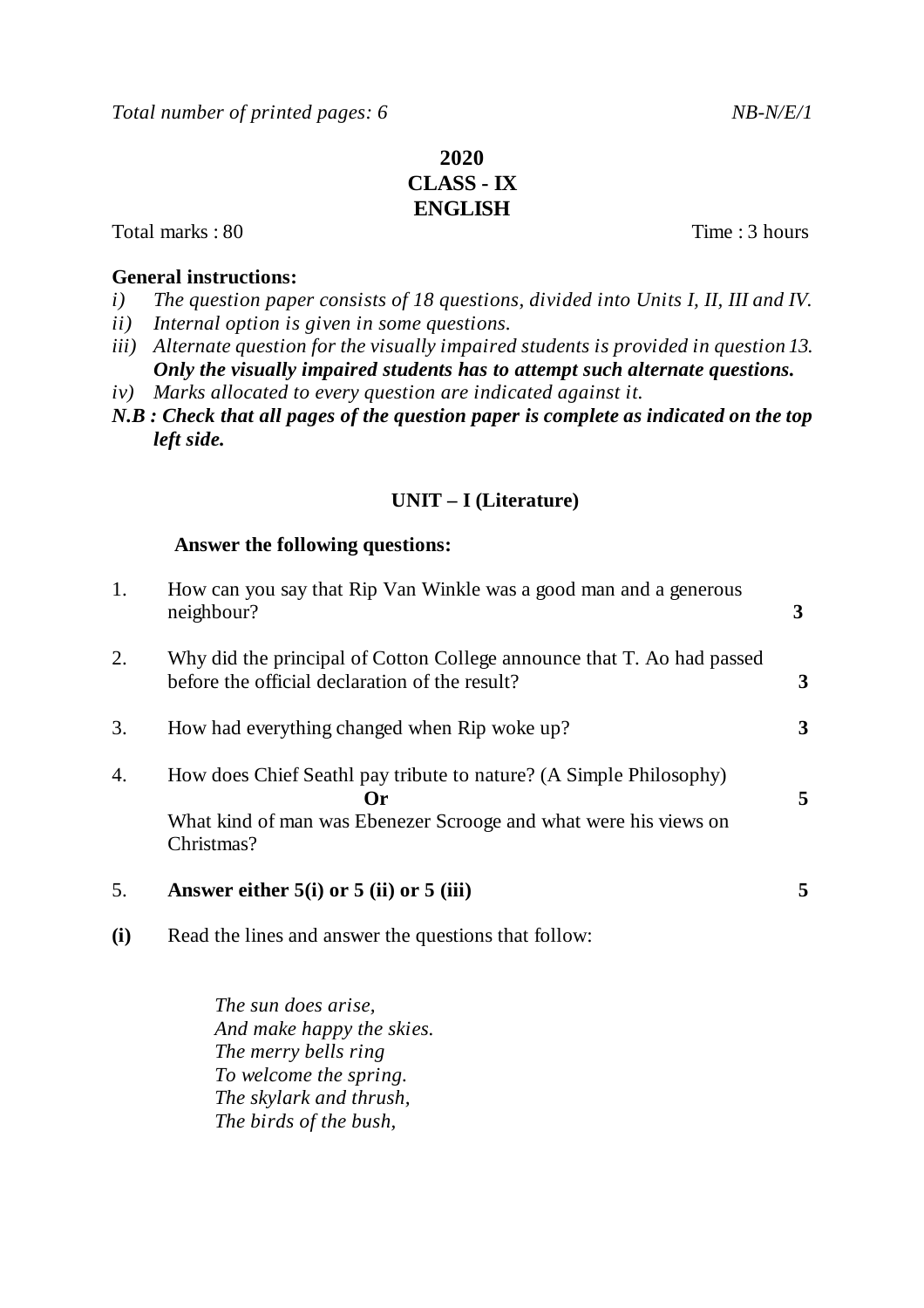*Total number of printed pages: 6* *NB-N/E/1*

**2020**
**CLASS - IX**
**ENGLISH**

Total marks : 80 Time : 3 hours

**General instructions:**

*i) The question paper consists of 18 questions, divided into Units I, II, III and IV.*
*ii) Internal option is given in some questions.*
*iii) Alternate question for the visually impaired students is provided in question 13.* ***Only the visually impaired students has to attempt such alternate questions.***
*iv) Marks allocated to every question are indicated against it.*

***N.B : Check that all pages of the question paper is complete as indicated on the top left side.***

## UNIT – I (Literature)

**Answer the following questions:**

1. How can you say that Rip Van Winkle was a good man and a generous neighbour? **3**

2. Why did the principal of Cotton College announce that T. Ao had passed before the official declaration of the result? **3**

3. How had everything changed when Rip woke up? **3**

4. How does Chief Seathl pay tribute to nature? (A Simple Philosophy)
   **Or** **5**
   What kind of man was Ebenezer Scrooge and what were his views on Christmas?

5. **Answer either 5(i) or 5 (ii) or 5 (iii)** **5**

**(i)** Read the lines and answer the questions that follow:

*The sun does arise,*
*And make happy the skies.*
*The merry bells ring*
*To welcome the spring.*
*The skylark and thrush,*
*The birds of the bush,*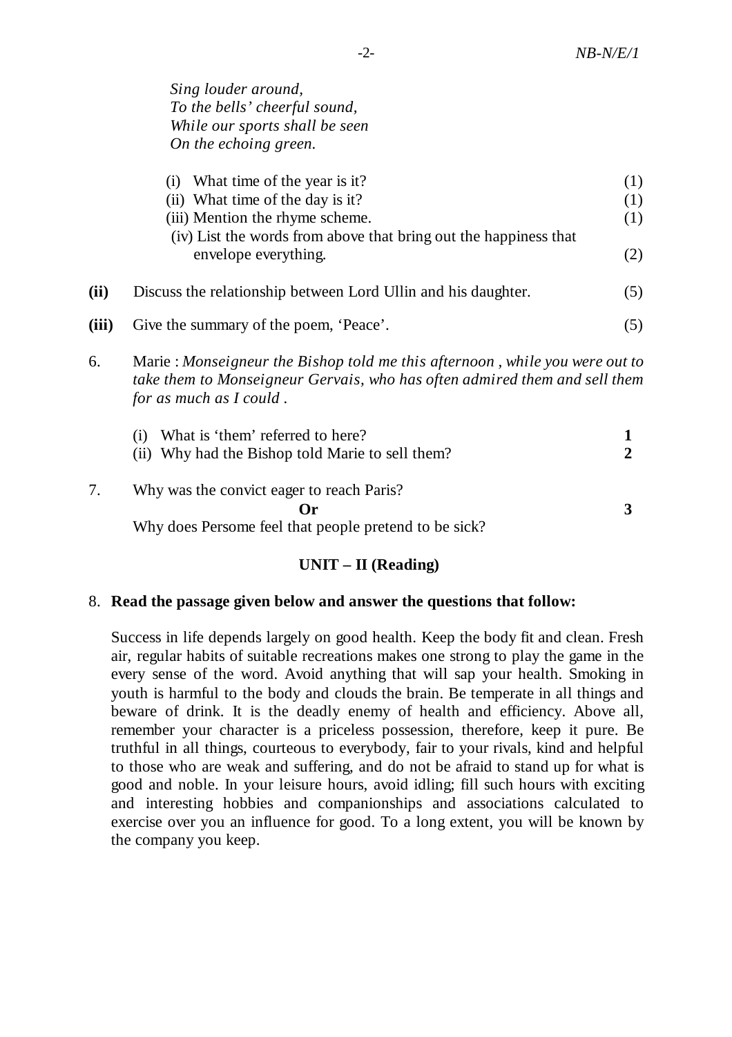*Sing louder around,*
*To the bells' cheerful sound,*
*While our sports shall be seen*
*On the echoing green.*

(i) What time of the year is it? (1)
(ii) What time of the day is it? (1)
(iii) Mention the rhyme scheme. (1)
(iv) List the words from above that bring out the happiness that envelope everything. (2)

**(ii)** Discuss the relationship between Lord Ullin and his daughter. (5)

**(iii)** Give the summary of the poem, 'Peace'. (5)

6. Marie : *Monseigneur the Bishop told me this afternoon , while you were out to take them to Monseigneur Gervais, who has often admired them and sell them for as much as I could .*

(i) What is 'them' referred to here? **1**
(ii) Why had the Bishop told Marie to sell them? **2**

7. Why was the convict eager to reach Paris?

**Or** **3**

Why does Persome feel that people pretend to be sick?

## UNIT – II (Reading)

8. **Read the passage given below and answer the questions that follow:**

Success in life depends largely on good health. Keep the body fit and clean. Fresh air, regular habits of suitable recreations makes one strong to play the game in the every sense of the word. Avoid anything that will sap your health. Smoking in youth is harmful to the body and clouds the brain. Be temperate in all things and beware of drink. It is the deadly enemy of health and efficiency. Above all, remember your character is a priceless possession, therefore, keep it pure. Be truthful in all things, courteous to everybody, fair to your rivals, kind and helpful to those who are weak and suffering, and do not be afraid to stand up for what is good and noble. In your leisure hours, avoid idling; fill such hours with exciting and interesting hobbies and companionships and associations calculated to exercise over you an influence for good. To a long extent, you will be known by the company you keep.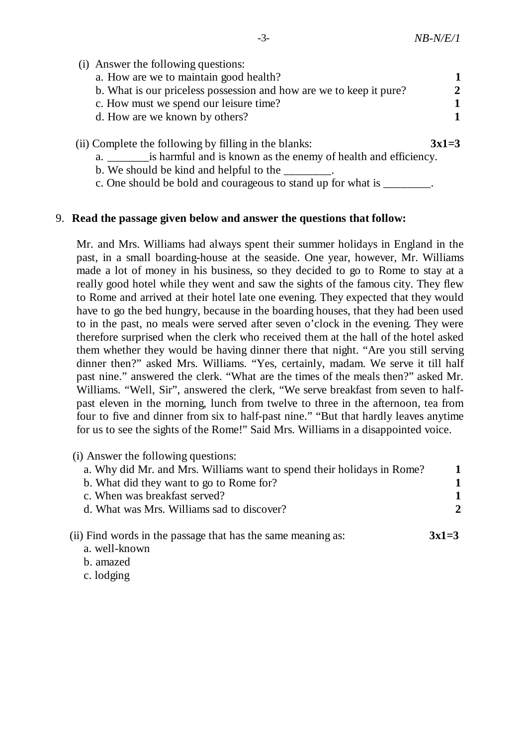(i) Answer the following questions:

a. How are we to maintain good health? **1**

b. What is our priceless possession and how are we to keep it pure? **2**

c. How must we spend our leisure time? **1**

d. How are we known by others? **1**

(ii) Complete the following by filling in the blanks: **3x1=3**

a. _______is harmful and is known as the enemy of health and efficiency.

b. We should be kind and helpful to the ________.

c. One should be bold and courageous to stand up for what is ________.

9. **Read the passage given below and answer the questions that follow:**

Mr. and Mrs. Williams had always spent their summer holidays in England in the past, in a small boarding-house at the seaside. One year, however, Mr. Williams made a lot of money in his business, so they decided to go to Rome to stay at a really good hotel while they went and saw the sights of the famous city. They flew to Rome and arrived at their hotel late one evening. They expected that they would have to go the bed hungry, because in the boarding houses, that they had been used to in the past, no meals were served after seven o'clock in the evening. They were therefore surprised when the clerk who received them at the hall of the hotel asked them whether they would be having dinner there that night. "Are you still serving dinner then?" asked Mrs. Williams. "Yes, certainly, madam. We serve it till half past nine." answered the clerk. "What are the times of the meals then?" asked Mr. Williams. "Well, Sir", answered the clerk, "We serve breakfast from seven to half-past eleven in the morning, lunch from twelve to three in the afternoon, tea from four to five and dinner from six to half-past nine." "But that hardly leaves anytime for us to see the sights of the Rome!" Said Mrs. Williams in a disappointed voice.

(i) Answer the following questions:

a. Why did Mr. and Mrs. Williams want to spend their holidays in Rome? **1**

b. What did they want to go to Rome for? **1**

c. When was breakfast served? **1**

d. What was Mrs. Williams sad to discover? **2**

(ii) Find words in the passage that has the same meaning as: **3x1=3**

a. well-known

b. amazed

c. lodging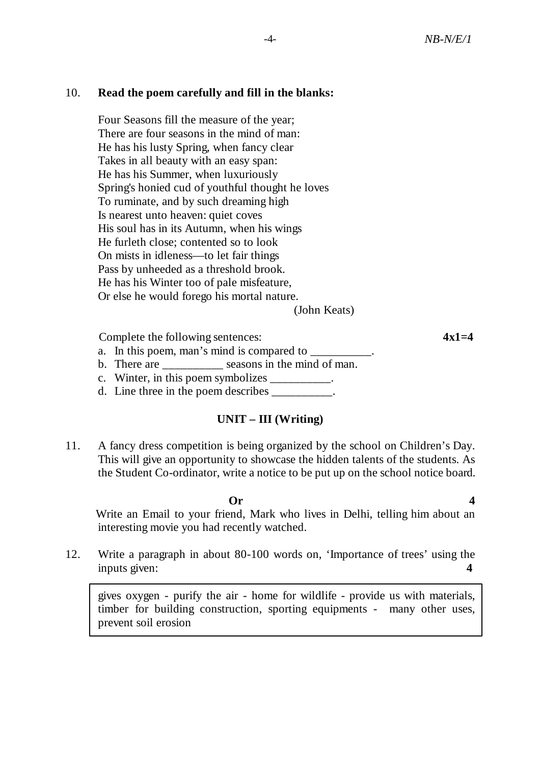10. **Read the poem carefully and fill in the blanks:**

Four Seasons fill the measure of the year;
There are four seasons in the mind of man:
He has his lusty Spring, when fancy clear
Takes in all beauty with an easy span:
He has his Summer, when luxuriously
Spring's honied cud of youthful thought he loves
To ruminate, and by such dreaming high
Is nearest unto heaven: quiet coves
His soul has in its Autumn, when his wings
He furleth close; contented so to look
On mists in idleness—to let fair things
Pass by unheeded as a threshold brook.
He has his Winter too of pale misfeature,
Or else he would forego his mortal nature.

(John Keats)

Complete the following sentences: **4x1=4**

a. In this poem, man's mind is compared to __________.
b. There are __________ seasons in the mind of man.
c. Winter, in this poem symbolizes __________.
d. Line three in the poem describes __________.

## UNIT – III (Writing)

11. A fancy dress competition is being organized by the school on Children's Day. This will give an opportunity to showcase the hidden talents of the students. As the Student Co-ordinator, write a notice to be put up on the school notice board.

**Or** **4**

Write an Email to your friend, Mark who lives in Delhi, telling him about an interesting movie you had recently watched.

12. Write a paragraph in about 80-100 words on, 'Importance of trees' using the inputs given: **4**

gives oxygen - purify the air - home for wildlife - provide us with materials, timber for building construction, sporting equipments - many other uses, prevent soil erosion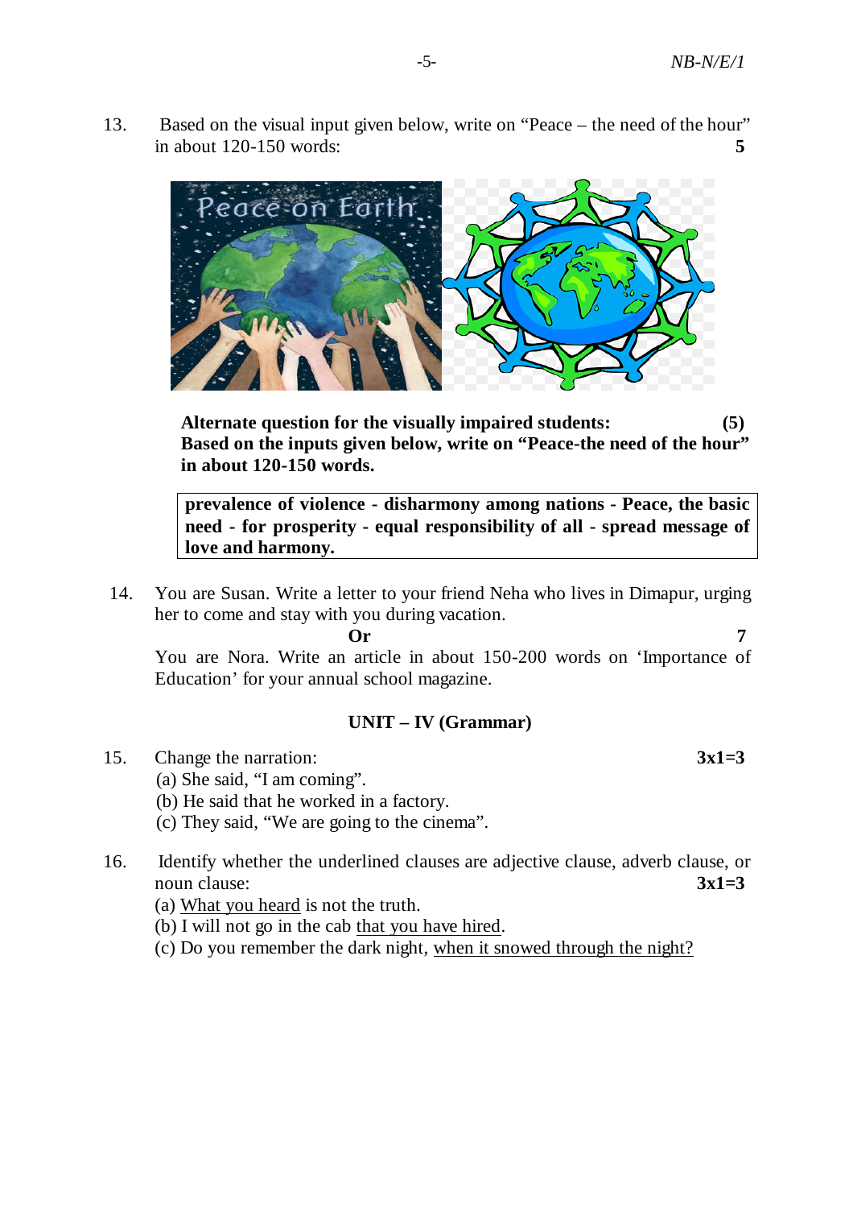13. Based on the visual input given below, write on "Peace – the need of the hour" in about 120-150 words: **5**

**Alternate question for the visually impaired students: (5)**
**Based on the inputs given below, write on "Peace-the need of the hour" in about 120-150 words.**

| |
|---|
| **prevalence of violence - disharmony among nations - Peace, the basic need - for prosperity - equal responsibility of all - spread message of love and harmony.** |

14. You are Susan. Write a letter to your friend Neha who lives in Dimapur, urging her to come and stay with you during vacation.

**Or** **7**

You are Nora. Write an article in about 150-200 words on 'Importance of Education' for your annual school magazine.

## UNIT – IV (Grammar)

15. Change the narration: **3x1=3**

(a) She said, "I am coming".
(b) He said that he worked in a factory.
(c) They said, "We are going to the cinema".

16. Identify whether the underlined clauses are adjective clause, adverb clause, or noun clause: **3x1=3**

(a) <u>What you heard</u> is not the truth.
(b) I will not go in the cab <u>that you have hired</u>.
(c) Do you remember the dark night, <u>when it snowed through the night?</u>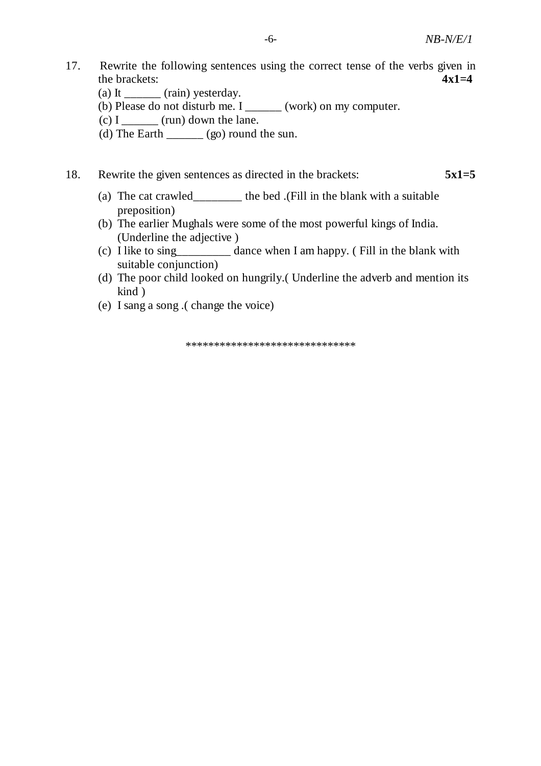17. Rewrite the following sentences using the correct tense of the verbs given in the brackets: **4x1=4**

    (a) It ______ (rain) yesterday.

    (b) Please do not disturb me. I ______ (work) on my computer.

    (c) I ______ (run) down the lane.

    (d) The Earth ______ (go) round the sun.

18. Rewrite the given sentences as directed in the brackets: **5x1=5**

    (a) The cat crawled________ the bed .(Fill in the blank with a suitable preposition)

    (b) The earlier Mughals were some of the most powerful kings of India. (Underline the adjective )

    (c) I like to sing_________ dance when I am happy. ( Fill in the blank with suitable conjunction)

    (d) The poor child looked on hungrily.( Underline the adverb and mention its kind )

    (e) I sang a song .( change the voice)

******************************